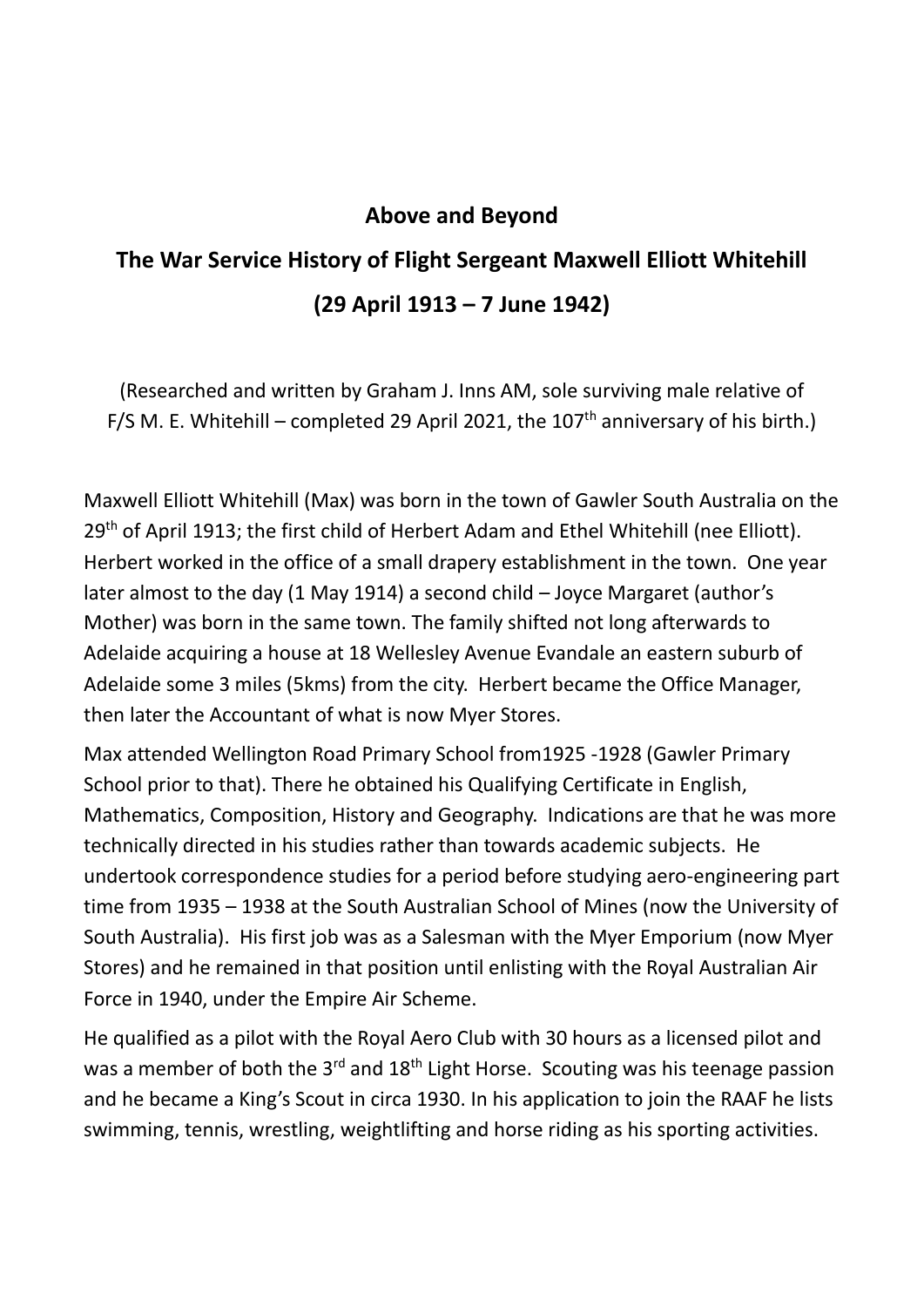# Above and Beyond

# The War Service History of Flight Sergeant Maxwell Elliott Whitehill

# (29 April 1913 – 7 June 1942)

(Researched and written by Graham J. Inns AM, sole surviving male relative of F/S M. E. Whitehill – completed 29 April 2021, the 107th anniversary of his birth.)

Maxwell Elliott Whitehill (Max) was born in the town of Gawler South Australia on the 29th of April 1913; the first child of Herbert Adam and Ethel Whitehill (nee Elliott). Herbert worked in the office of a small drapery establishment in the town. One year later almost to the day (1 May 1914) a second child – Joyce Margaret (author's Mother) was born in the same town. The family shifted not long afterwards to Adelaide acquiring a house at 18 Wellesley Avenue Evandale an eastern suburb of Adelaide some 3 miles (5kms) from the city. Herbert became the Office Manager, then later the Accountant of what is now Myer Stores.

Max attended Wellington Road Primary School from1925 -1928 (Gawler Primary School prior to that). There he obtained his Qualifying Certificate in English, Mathematics, Composition, History and Geography. Indications are that he was more technically directed in his studies rather than towards academic subjects. He undertook correspondence studies for a period before studying aero-engineering part time from 1935 – 1938 at the South Australian School of Mines (now the University of South Australia). His first job was as a Salesman with the Myer Emporium (now Myer Stores) and he remained in that position until enlisting with the Royal Australian Air Force in 1940, under the Empire Air Scheme.

He qualified as a pilot with the Royal Aero Club with 30 hours as a licensed pilot and was a member of both the 3rd and 18th Light Horse. Scouting was his teenage passion and he became a King's Scout in circa 1930. In his application to join the RAAF he lists swimming, tennis, wrestling, weightlifting and horse riding as his sporting activities.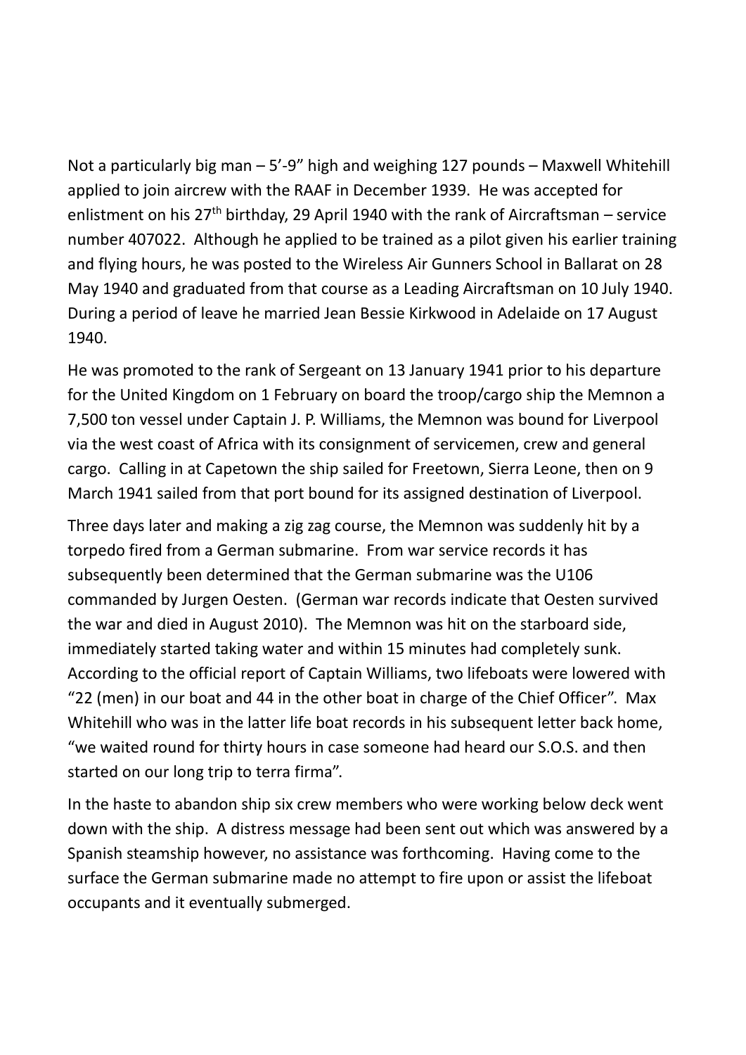Not a particularly big man – 5'-9" high and weighing 127 pounds – Maxwell Whitehill applied to join aircrew with the RAAF in December 1939. He was accepted for enlistment on his 27th birthday, 29 April 1940 with the rank of Aircraftsman – service number 407022. Although he applied to be trained as a pilot given his earlier training and flying hours, he was posted to the Wireless Air Gunners School in Ballarat on 28 May 1940 and graduated from that course as a Leading Aircraftsman on 10 July 1940. During a period of leave he married Jean Bessie Kirkwood in Adelaide on 17 August 1940.

He was promoted to the rank of Sergeant on 13 January 1941 prior to his departure for the United Kingdom on 1 February on board the troop/cargo ship the Memnon a 7,500 ton vessel under Captain J. P. Williams, the Memnon was bound for Liverpool via the west coast of Africa with its consignment of servicemen, crew and general cargo. Calling in at Capetown the ship sailed for Freetown, Sierra Leone, then on 9 March 1941 sailed from that port bound for its assigned destination of Liverpool.

Three days later and making a zig zag course, the Memnon was suddenly hit by a torpedo fired from a German submarine. From war service records it has subsequently been determined that the German submarine was the U106 commanded by Jurgen Oesten. (German war records indicate that Oesten survived the war and died in August 2010). The Memnon was hit on the starboard side, immediately started taking water and within 15 minutes had completely sunk. According to the official report of Captain Williams, two lifeboats were lowered with "22 (men) in our boat and 44 in the other boat in charge of the Chief Officer". Max Whitehill who was in the latter life boat records in his subsequent letter back home, "we waited round for thirty hours in case someone had heard our S.O.S. and then started on our long trip to terra firma".

In the haste to abandon ship six crew members who were working below deck went down with the ship. A distress message had been sent out which was answered by a Spanish steamship however, no assistance was forthcoming. Having come to the surface the German submarine made no attempt to fire upon or assist the lifeboat occupants and it eventually submerged.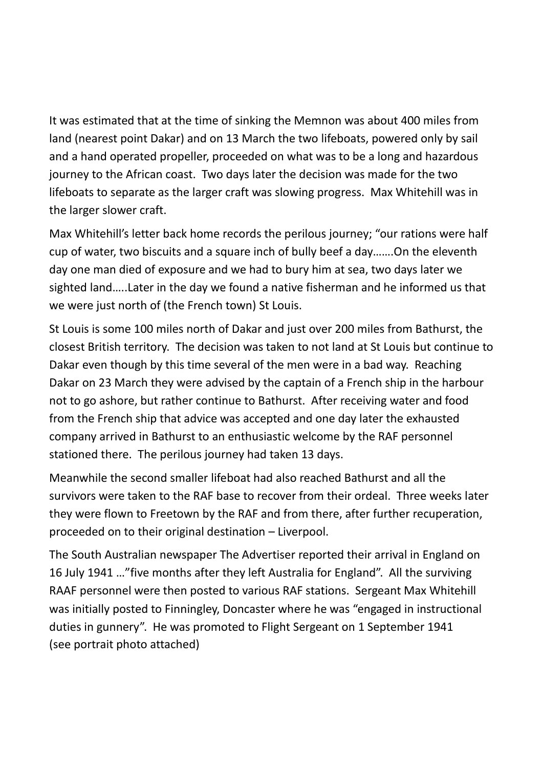It was estimated that at the time of sinking the Memnon was about 400 miles from land (nearest point Dakar) and on 13 March the two lifeboats, powered only by sail and a hand operated propeller, proceeded on what was to be a long and hazardous journey to the African coast. Two days later the decision was made for the two lifeboats to separate as the larger craft was slowing progress. Max Whitehill was in the larger slower craft.

Max Whitehill's letter back home records the perilous journey; "our rations were half cup of water, two biscuits and a square inch of bully beef a day…….On the eleventh day one man died of exposure and we had to bury him at sea, two days later we sighted land…..Later in the day we found a native fisherman and he informed us that we were just north of (the French town) St Louis.

St Louis is some 100 miles north of Dakar and just over 200 miles from Bathurst, the closest British territory. The decision was taken to not land at St Louis but continue to Dakar even though by this time several of the men were in a bad way. Reaching Dakar on 23 March they were advised by the captain of a French ship in the harbour not to go ashore, but rather continue to Bathurst. After receiving water and food from the French ship that advice was accepted and one day later the exhausted company arrived in Bathurst to an enthusiastic welcome by the RAF personnel stationed there. The perilous journey had taken 13 days.

Meanwhile the second smaller lifeboat had also reached Bathurst and all the survivors were taken to the RAF base to recover from their ordeal. Three weeks later they were flown to Freetown by the RAF and from there, after further recuperation, proceeded on to their original destination – Liverpool.

The South Australian newspaper The Advertiser reported their arrival in England on 16 July 1941 …"five months after they left Australia for England". All the surviving RAAF personnel were then posted to various RAF stations. Sergeant Max Whitehill was initially posted to Finningley, Doncaster where he was "engaged in instructional duties in gunnery". He was promoted to Flight Sergeant on 1 September 1941 (see portrait photo attached)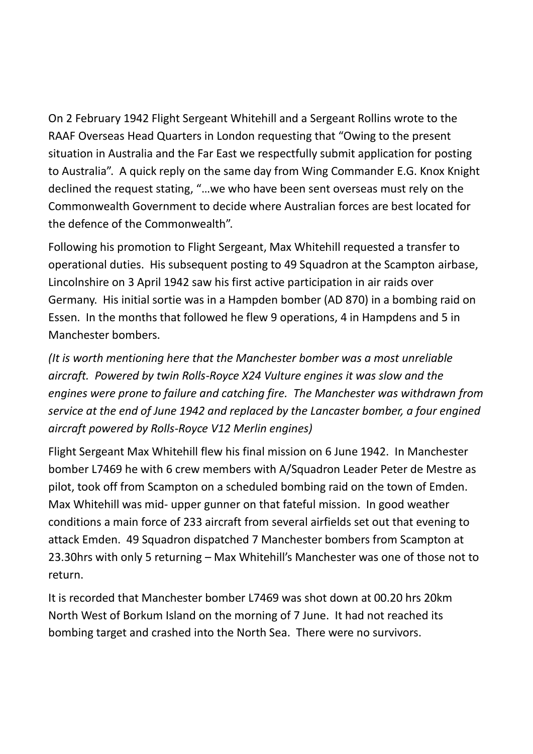On 2 February 1942 Flight Sergeant Whitehill and a Sergeant Rollins wrote to the RAAF Overseas Head Quarters in London requesting that “Owing to the present situation in Australia and the Far East we respectfully submit application for posting to Australia”. A quick reply on the same day from Wing Commander E.G. Knox Knight declined the request stating, “…we who have been sent overseas must rely on the Commonwealth Government to decide where Australian forces are best located for the defence of the Commonwealth”.

Following his promotion to Flight Sergeant, Max Whitehill requested a transfer to operational duties. His subsequent posting to 49 Squadron at the Scampton airbase, Lincolnshire on 3 April 1942 saw his first active participation in air raids over Germany. His initial sortie was in a Hampden bomber (AD 870) in a bombing raid on Essen. In the months that followed he flew 9 operations, 4 in Hampdens and 5 in Manchester bombers.

*(It is worth mentioning here that the Manchester bomber was a most unreliable aircraft. Powered by twin Rolls-Royce X24 Vulture engines it was slow and the engines were prone to failure and catching fire. The Manchester was withdrawn from service at the end of June 1942 and replaced by the Lancaster bomber, a four engined aircraft powered by Rolls-Royce V12 Merlin engines)*

Flight Sergeant Max Whitehill flew his final mission on 6 June 1942. In Manchester bomber L7469 he with 6 crew members with A/Squadron Leader Peter de Mestre as pilot, took off from Scampton on a scheduled bombing raid on the town of Emden. Max Whitehill was mid- upper gunner on that fateful mission. In good weather conditions a main force of 233 aircraft from several airfields set out that evening to attack Emden. 49 Squadron dispatched 7 Manchester bombers from Scampton at 23.30hrs with only 5 returning – Max Whitehill’s Manchester was one of those not to return.

It is recorded that Manchester bomber L7469 was shot down at 00.20 hrs 20km North West of Borkum Island on the morning of 7 June. It had not reached its bombing target and crashed into the North Sea. There were no survivors.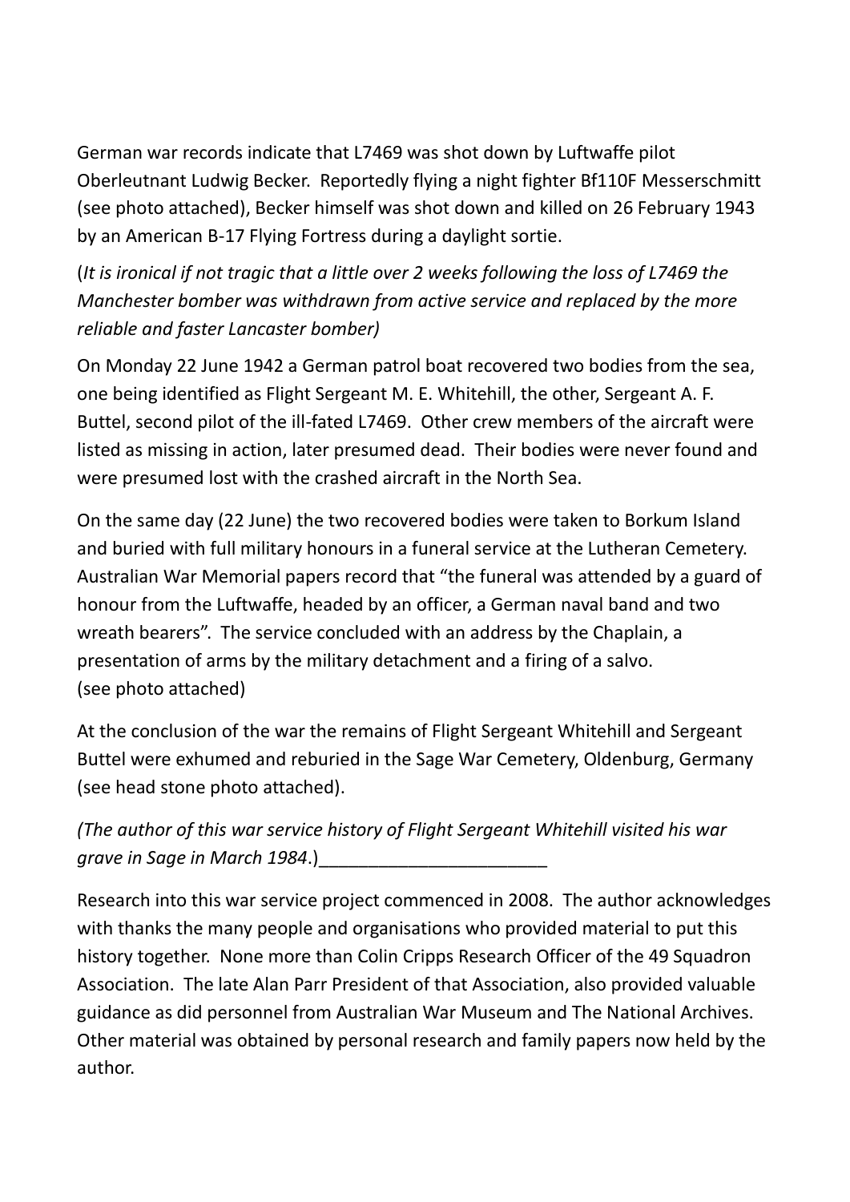German war records indicate that L7469 was shot down by Luftwaffe pilot Oberleutnant Ludwig Becker. Reportedly flying a night fighter Bf110F Messerschmitt (see photo attached), Becker himself was shot down and killed on 26 February 1943 by an American B-17 Flying Fortress during a daylight sortie.

(*It is ironical if not tragic that a little over 2 weeks following the loss of L7469 the Manchester bomber was withdrawn from active service and replaced by the more reliable and faster Lancaster bomber)*

On Monday 22 June 1942 a German patrol boat recovered two bodies from the sea, one being identified as Flight Sergeant M. E. Whitehill, the other, Sergeant A. F. Buttel, second pilot of the ill-fated L7469. Other crew members of the aircraft were listed as missing in action, later presumed dead. Their bodies were never found and were presumed lost with the crashed aircraft in the North Sea.

On the same day (22 June) the two recovered bodies were taken to Borkum Island and buried with full military honours in a funeral service at the Lutheran Cemetery. Australian War Memorial papers record that "the funeral was attended by a guard of honour from the Luftwaffe, headed by an officer, a German naval band and two wreath bearers". The service concluded with an address by the Chaplain, a presentation of arms by the military detachment and a firing of a salvo.
(see photo attached)

At the conclusion of the war the remains of Flight Sergeant Whitehill and Sergeant Buttel were exhumed and reburied in the Sage War Cemetery, Oldenburg, Germany (see head stone photo attached).

*(The author of this war service history of Flight Sergeant Whitehill visited his war grave in Sage in March 1984*.)_______________________

Research into this war service project commenced in 2008. The author acknowledges with thanks the many people and organisations who provided material to put this history together. None more than Colin Cripps Research Officer of the 49 Squadron Association. The late Alan Parr President of that Association, also provided valuable guidance as did personnel from Australian War Museum and The National Archives. Other material was obtained by personal research and family papers now held by the author.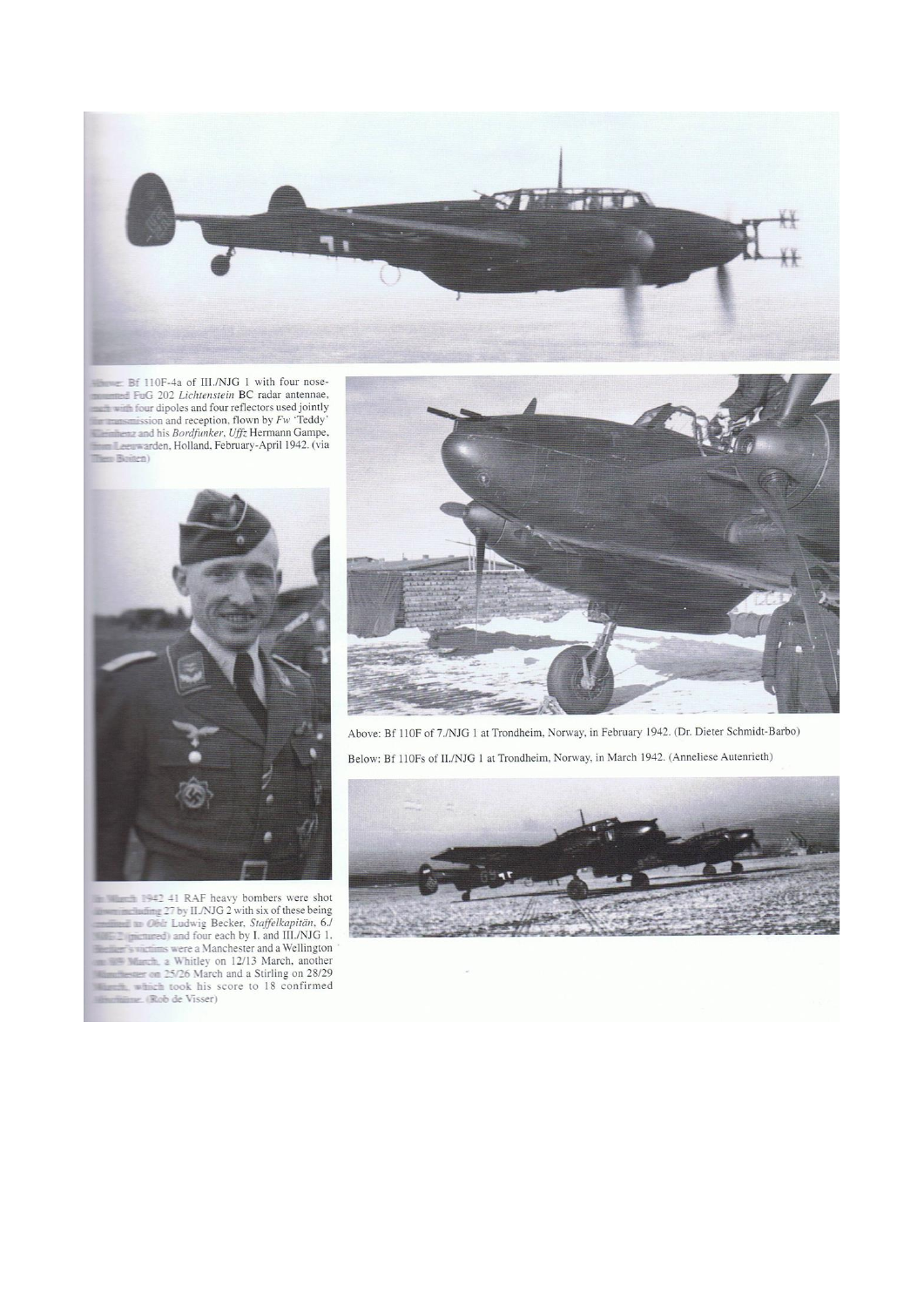Above: Bf 110F-4a of III./NJG 1 with four nose-mounted FuG 202 *Lichtenstein* BC radar antennae, each with four dipoles and four reflectors used jointly for transmission and reception, flown by *Fw* 'Teddy' Kleinhenz and his *Bordfunker*, *Uffz* Hermann Gampe, from Leeuwarden, Holland, February-April 1942. (via Theo Boiten)

In March 1942 41 RAF heavy bombers were shot down including 27 by II./NJG 2 with six of these being credited to *Oblt* Ludwig Becker, *Staffelkapitän*, 6./NJG 2 (pictured) and four each by I. and III./NJG 1. Becker's victims were a Manchester and a Wellington on 8/9 March, a Whitley on 12/13 March, another Manchester on 25/26 March and a Stirling on 28/29 March, which took his score to 18 confirmed *Abschüsse*. (Rob de Visser)

Above: Bf 110F of 7./NJG 1 at Trondheim, Norway, in February 1942. (Dr. Dieter Schmidt-Barbo)

Below: Bf 110Fs of II./NJG 1 at Trondheim, Norway, in March 1942. (Anneliese Autenrieth)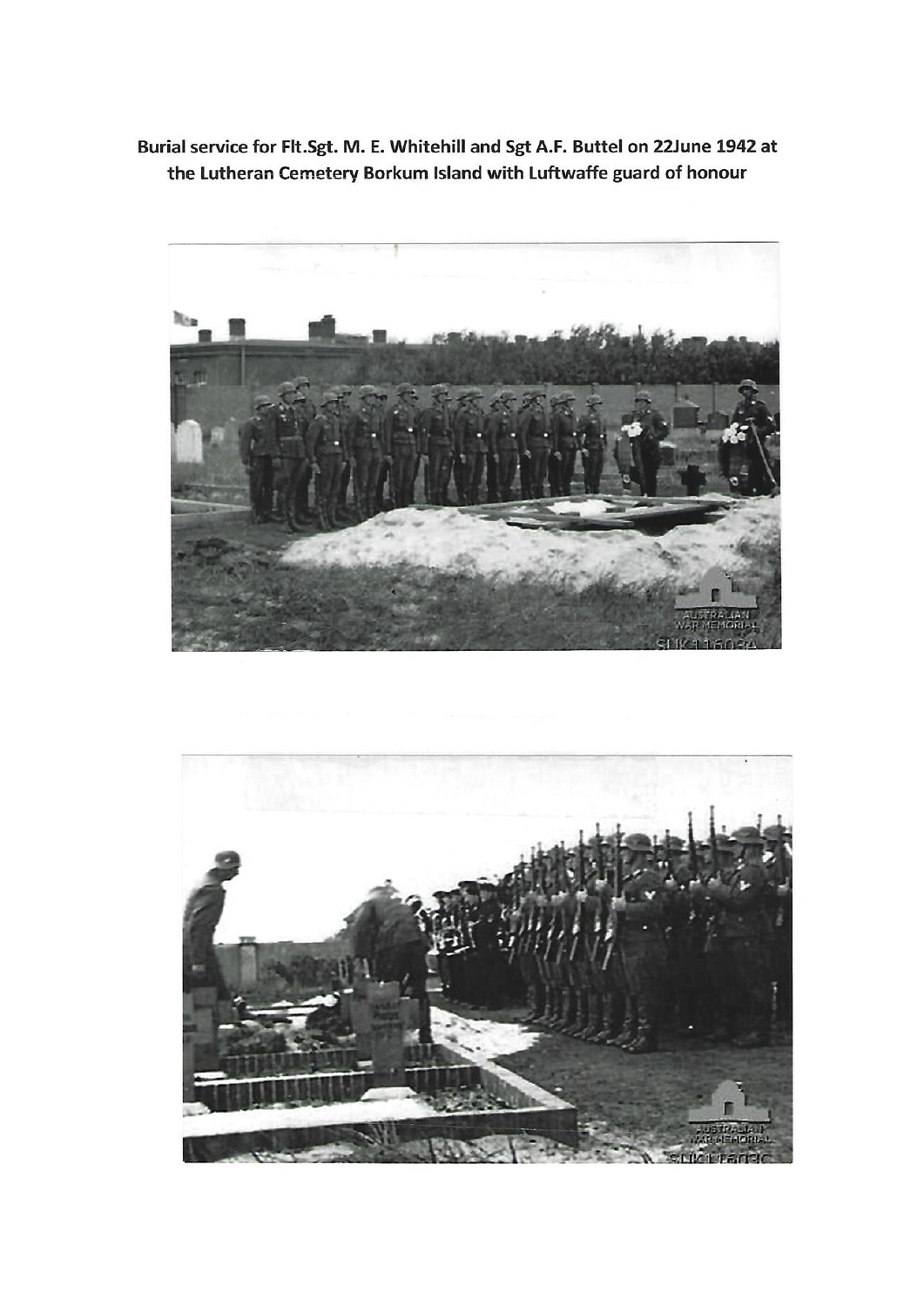**Burial service for Flt.Sgt. M. E. Whitehill and Sgt A.F. Buttel on 22June 1942 at the Lutheran Cemetery Borkum Island with Luftwaffe guard of honour**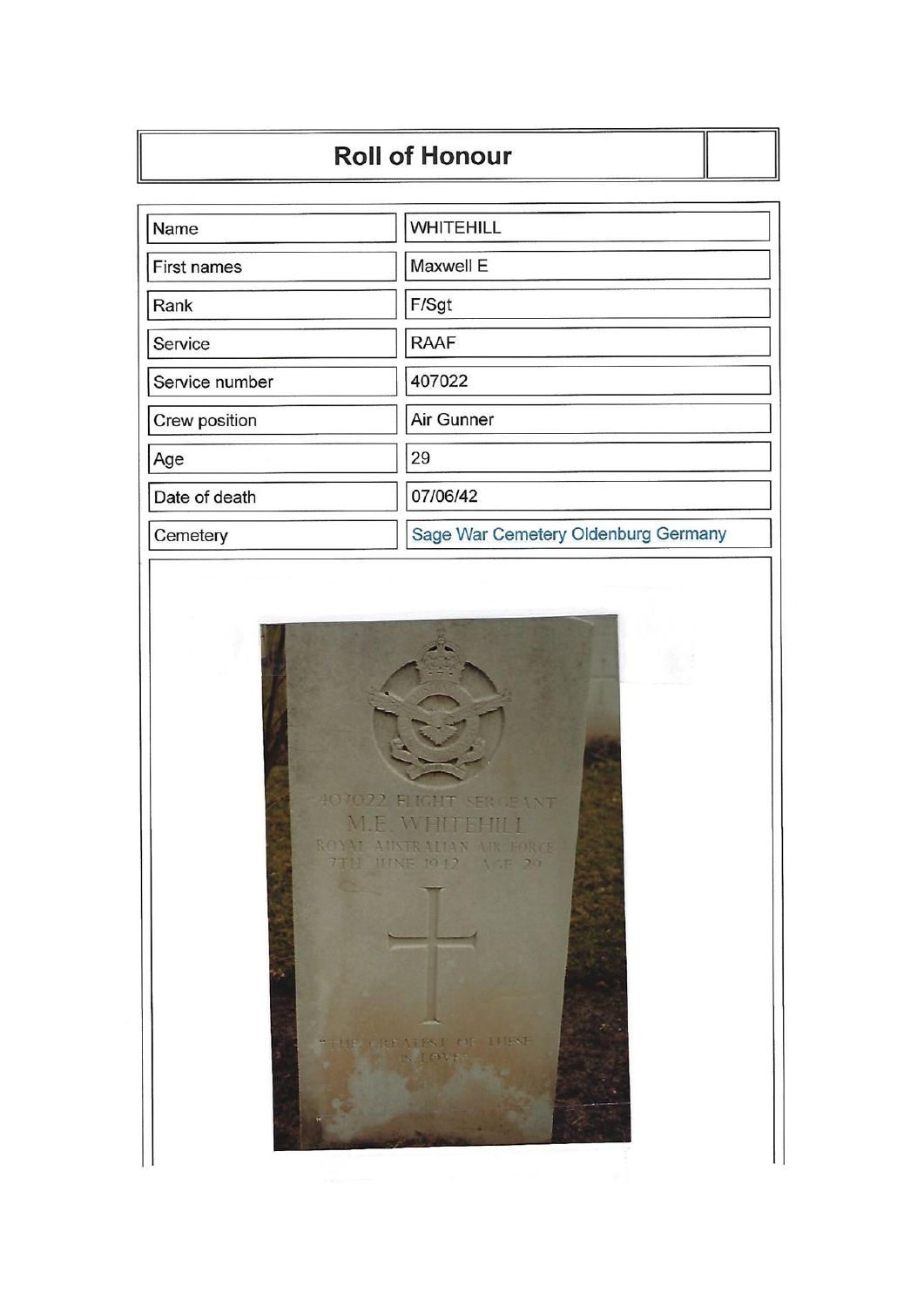# Roll of Honour

| | |
|---|---|
| Name | WHITEHILL |
| First names | Maxwell E |
| Rank | F/Sgt |
| Service | RAAF |
| Service number | 407022 |
| Crew position | Air Gunner |
| Age | 29 |
| Date of death | 07/06/42 |
| Cemetery | Sage War Cemetery Oldenburg Germany |